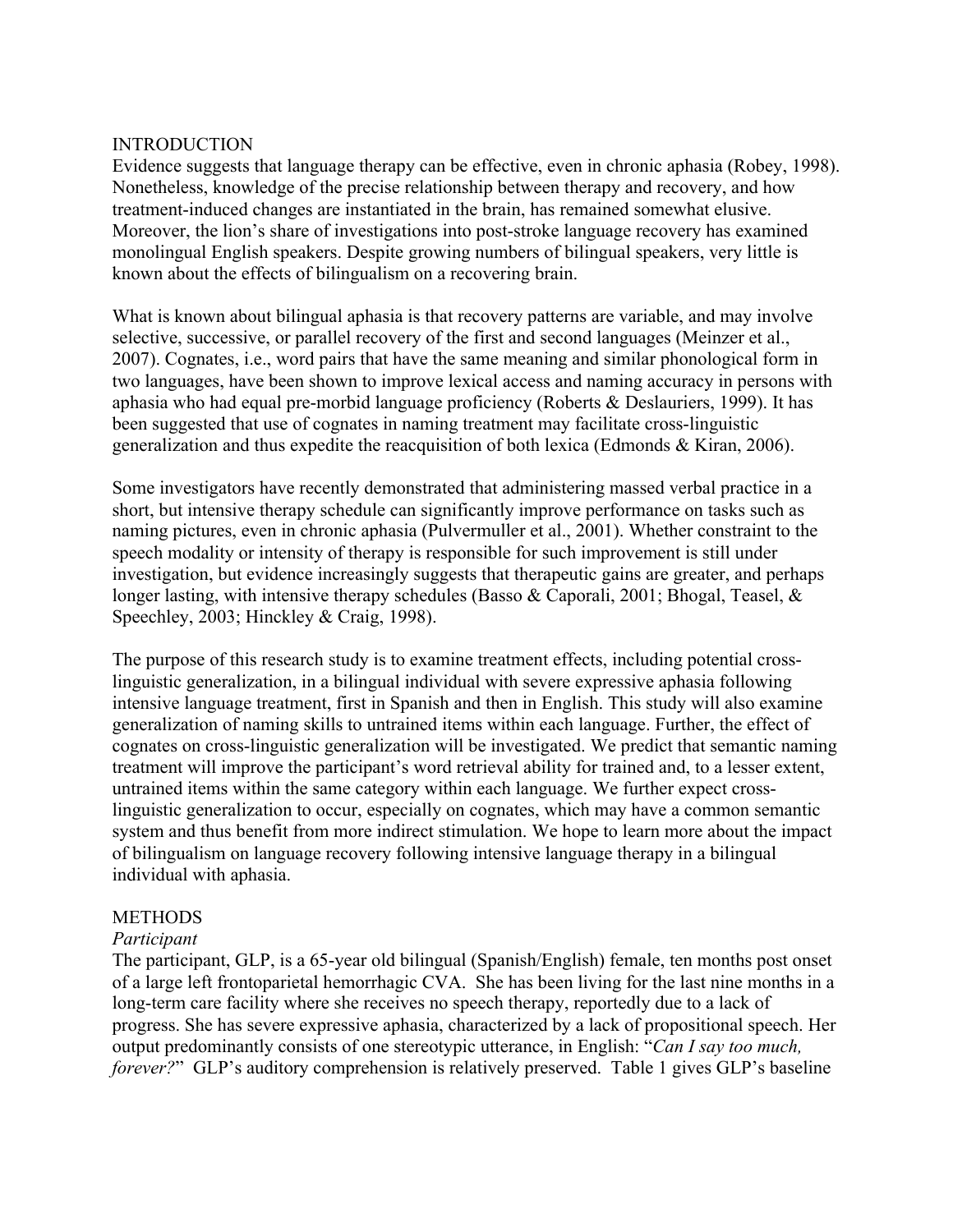## INTRODUCTION

Evidence suggests that language therapy can be effective, even in chronic aphasia (Robey, 1998). Nonetheless, knowledge of the precise relationship between therapy and recovery, and how treatment-induced changes are instantiated in the brain, has remained somewhat elusive. Moreover, the lion's share of investigations into post-stroke language recovery has examined monolingual English speakers. Despite growing numbers of bilingual speakers, very little is known about the effects of bilingualism on a recovering brain.

What is known about bilingual aphasia is that recovery patterns are variable, and may involve selective, successive, or parallel recovery of the first and second languages (Meinzer et al., 2007). Cognates, i.e., word pairs that have the same meaning and similar phonological form in two languages, have been shown to improve lexical access and naming accuracy in persons with aphasia who had equal pre-morbid language proficiency (Roberts & Deslauriers, 1999). It has been suggested that use of cognates in naming treatment may facilitate cross-linguistic generalization and thus expedite the reacquisition of both lexica (Edmonds & Kiran, 2006).

Some investigators have recently demonstrated that administering massed verbal practice in a short, but intensive therapy schedule can significantly improve performance on tasks such as naming pictures, even in chronic aphasia (Pulvermuller et al., 2001). Whether constraint to the speech modality or intensity of therapy is responsible for such improvement is still under investigation, but evidence increasingly suggests that therapeutic gains are greater, and perhaps longer lasting, with intensive therapy schedules (Basso & Caporali, 2001; Bhogal, Teasel, & Speechley, 2003; Hinckley & Craig, 1998).

The purpose of this research study is to examine treatment effects, including potential cross-linguistic generalization, in a bilingual individual with severe expressive aphasia following intensive language treatment, first in Spanish and then in English. This study will also examine generalization of naming skills to untrained items within each language. Further, the effect of cognates on cross-linguistic generalization will be investigated. We predict that semantic naming treatment will improve the participant's word retrieval ability for trained and, to a lesser extent, untrained items within the same category within each language. We further expect cross-linguistic generalization to occur, especially on cognates, which may have a common semantic system and thus benefit from more indirect stimulation. We hope to learn more about the impact of bilingualism on language recovery following intensive language therapy in a bilingual individual with aphasia.

## METHODS

### *Participant*

The participant, GLP, is a 65-year old bilingual (Spanish/English) female, ten months post onset of a large left frontoparietal hemorrhagic CVA. She has been living for the last nine months in a long-term care facility where she receives no speech therapy, reportedly due to a lack of progress. She has severe expressive aphasia, characterized by a lack of propositional speech. Her output predominantly consists of one stereotypic utterance, in English: "*Can I say too much, forever?*" GLP's auditory comprehension is relatively preserved. Table 1 gives GLP's baseline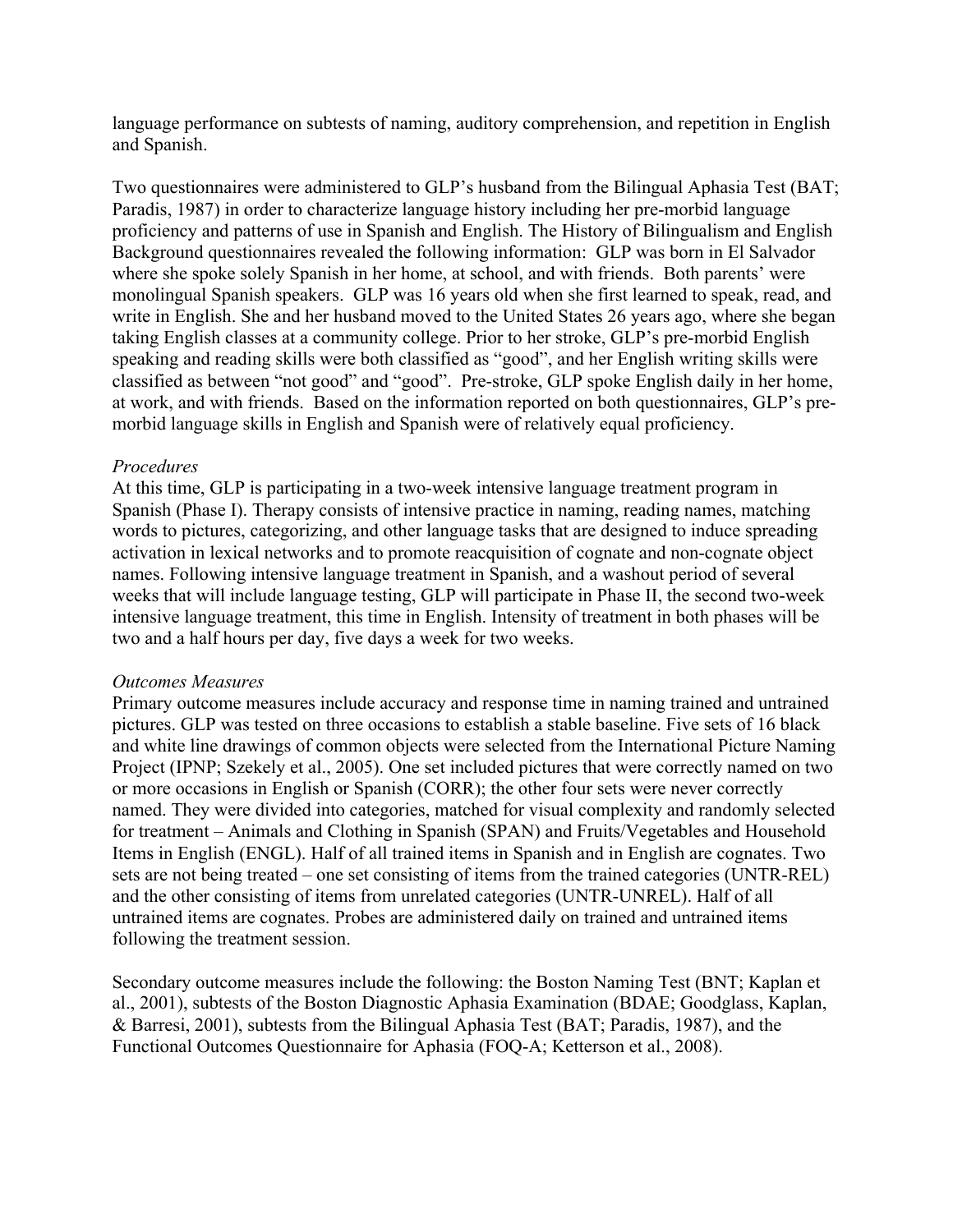language performance on subtests of naming, auditory comprehension, and repetition in English and Spanish.

Two questionnaires were administered to GLP's husband from the Bilingual Aphasia Test (BAT; Paradis, 1987) in order to characterize language history including her pre-morbid language proficiency and patterns of use in Spanish and English. The History of Bilingualism and English Background questionnaires revealed the following information: GLP was born in El Salvador where she spoke solely Spanish in her home, at school, and with friends. Both parents' were monolingual Spanish speakers. GLP was 16 years old when she first learned to speak, read, and write in English. She and her husband moved to the United States 26 years ago, where she began taking English classes at a community college. Prior to her stroke, GLP's pre-morbid English speaking and reading skills were both classified as "good", and her English writing skills were classified as between "not good" and "good". Pre-stroke, GLP spoke English daily in her home, at work, and with friends. Based on the information reported on both questionnaires, GLP's pre-morbid language skills in English and Spanish were of relatively equal proficiency.

*Procedures*

At this time, GLP is participating in a two-week intensive language treatment program in Spanish (Phase I). Therapy consists of intensive practice in naming, reading names, matching words to pictures, categorizing, and other language tasks that are designed to induce spreading activation in lexical networks and to promote reacquisition of cognate and non-cognate object names. Following intensive language treatment in Spanish, and a washout period of several weeks that will include language testing, GLP will participate in Phase II, the second two-week intensive language treatment, this time in English. Intensity of treatment in both phases will be two and a half hours per day, five days a week for two weeks.

*Outcomes Measures*

Primary outcome measures include accuracy and response time in naming trained and untrained pictures. GLP was tested on three occasions to establish a stable baseline. Five sets of 16 black and white line drawings of common objects were selected from the International Picture Naming Project (IPNP; Szekely et al., 2005). One set included pictures that were correctly named on two or more occasions in English or Spanish (CORR); the other four sets were never correctly named. They were divided into categories, matched for visual complexity and randomly selected for treatment – Animals and Clothing in Spanish (SPAN) and Fruits/Vegetables and Household Items in English (ENGL). Half of all trained items in Spanish and in English are cognates. Two sets are not being treated – one set consisting of items from the trained categories (UNTR-REL) and the other consisting of items from unrelated categories (UNTR-UNREL). Half of all untrained items are cognates. Probes are administered daily on trained and untrained items following the treatment session.

Secondary outcome measures include the following: the Boston Naming Test (BNT; Kaplan et al., 2001), subtests of the Boston Diagnostic Aphasia Examination (BDAE; Goodglass, Kaplan, & Barresi, 2001), subtests from the Bilingual Aphasia Test (BAT; Paradis, 1987), and the Functional Outcomes Questionnaire for Aphasia (FOQ-A; Ketterson et al., 2008).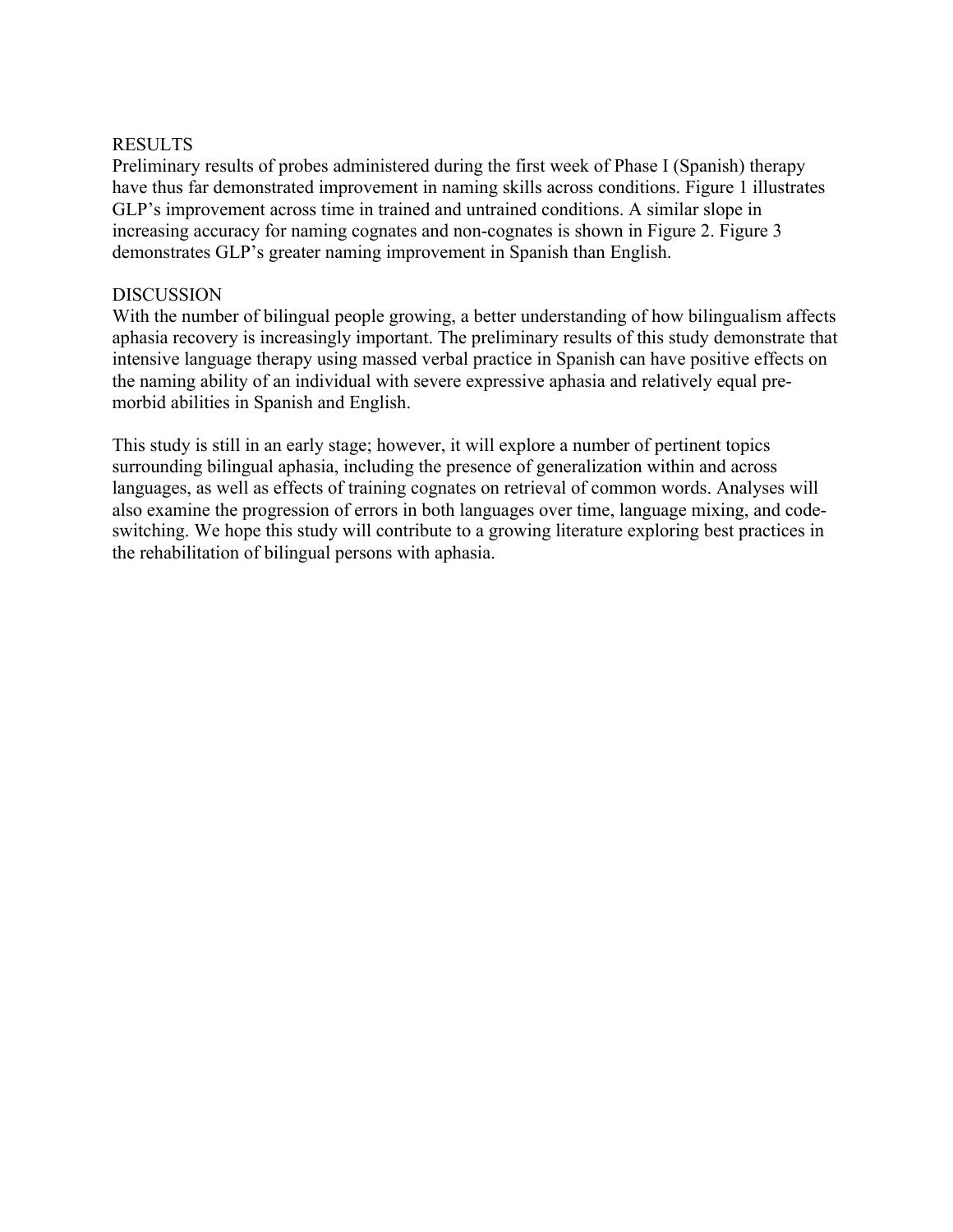## RESULTS

Preliminary results of probes administered during the first week of Phase I (Spanish) therapy have thus far demonstrated improvement in naming skills across conditions. Figure 1 illustrates GLP's improvement across time in trained and untrained conditions. A similar slope in increasing accuracy for naming cognates and non-cognates is shown in Figure 2. Figure 3 demonstrates GLP's greater naming improvement in Spanish than English.

## DISCUSSION

With the number of bilingual people growing, a better understanding of how bilingualism affects aphasia recovery is increasingly important. The preliminary results of this study demonstrate that intensive language therapy using massed verbal practice in Spanish can have positive effects on the naming ability of an individual with severe expressive aphasia and relatively equal pre-morbid abilities in Spanish and English.

This study is still in an early stage; however, it will explore a number of pertinent topics surrounding bilingual aphasia, including the presence of generalization within and across languages, as well as effects of training cognates on retrieval of common words. Analyses will also examine the progression of errors in both languages over time, language mixing, and code-switching. We hope this study will contribute to a growing literature exploring best practices in the rehabilitation of bilingual persons with aphasia.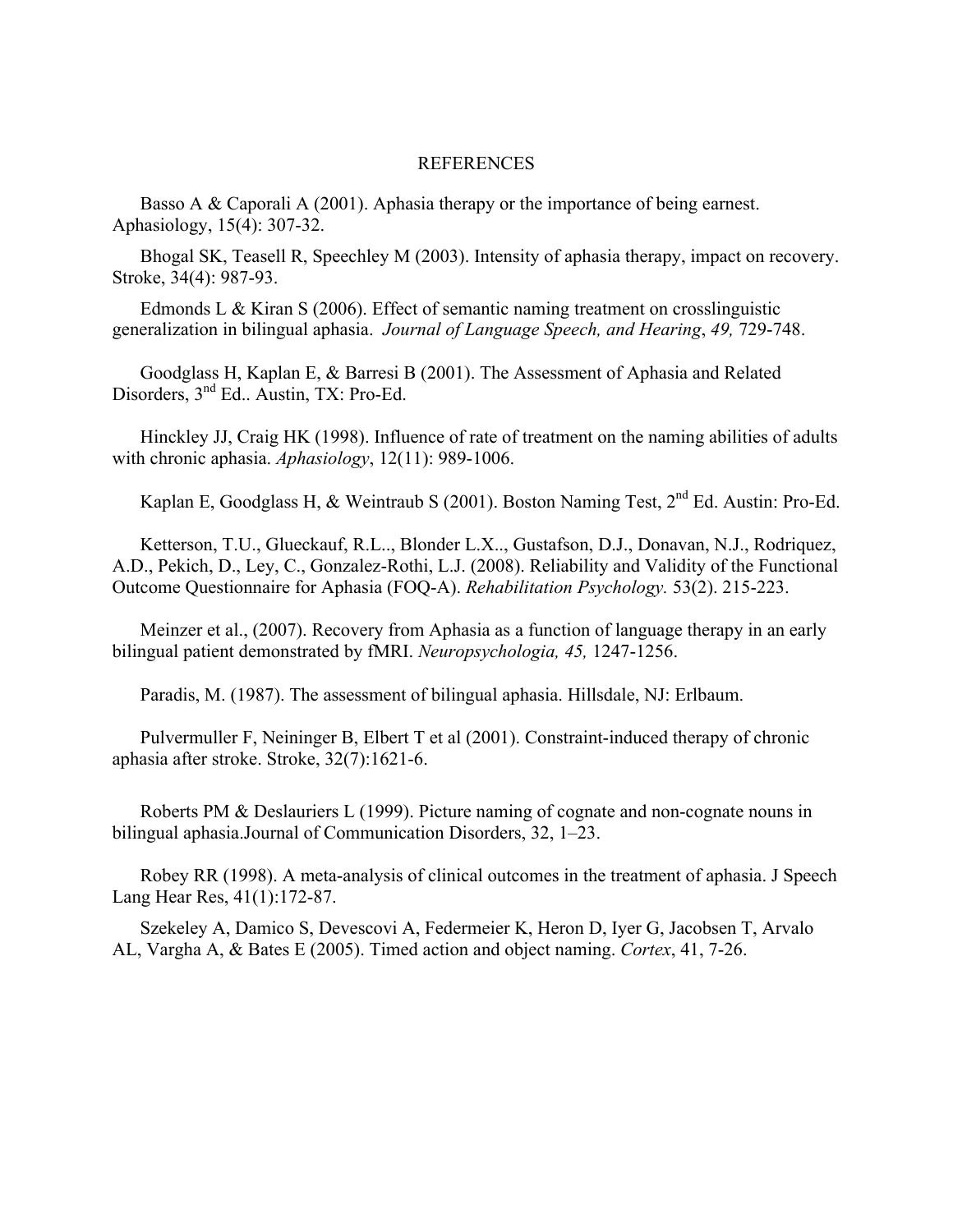# REFERENCES

Basso A & Caporali A (2001). Aphasia therapy or the importance of being earnest. Aphasiology, 15(4): 307-32.

Bhogal SK, Teasell R, Speechley M (2003). Intensity of aphasia therapy, impact on recovery. Stroke, 34(4): 987-93.

Edmonds L & Kiran S (2006). Effect of semantic naming treatment on crosslinguistic generalization in bilingual aphasia. *Journal of Language Speech, and Hearing*, *49,* 729-748.

Goodglass H, Kaplan E, & Barresi B (2001). The Assessment of Aphasia and Related Disorders, 3nd Ed.. Austin, TX: Pro-Ed.

Hinckley JJ, Craig HK (1998). Influence of rate of treatment on the naming abilities of adults with chronic aphasia. *Aphasiology*, 12(11): 989-1006.

Kaplan E, Goodglass H, & Weintraub S (2001). Boston Naming Test, 2nd Ed. Austin: Pro-Ed.

Ketterson, T.U., Glueckauf, R.L.., Blonder L.X.., Gustafson, D.J., Donavan, N.J., Rodriquez, A.D., Pekich, D., Ley, C., Gonzalez-Rothi, L.J. (2008). Reliability and Validity of the Functional Outcome Questionnaire for Aphasia (FOQ-A). *Rehabilitation Psychology.* 53(2). 215-223.

Meinzer et al., (2007). Recovery from Aphasia as a function of language therapy in an early bilingual patient demonstrated by fMRI. *Neuropsychologia, 45,* 1247-1256.

Paradis, M. (1987). The assessment of bilingual aphasia. Hillsdale, NJ: Erlbaum.

Pulvermuller F, Neininger B, Elbert T et al (2001). Constraint-induced therapy of chronic aphasia after stroke. Stroke, 32(7):1621-6.

Roberts PM & Deslauriers L (1999). Picture naming of cognate and non-cognate nouns in bilingual aphasia.Journal of Communication Disorders, 32, 1–23.

Robey RR (1998). A meta-analysis of clinical outcomes in the treatment of aphasia. J Speech Lang Hear Res, 41(1):172-87.

Szekeley A, Damico S, Devescovi A, Federmeier K, Heron D, Iyer G, Jacobsen T, Arvalo AL, Vargha A, & Bates E (2005). Timed action and object naming. *Cortex*, 41, 7-26.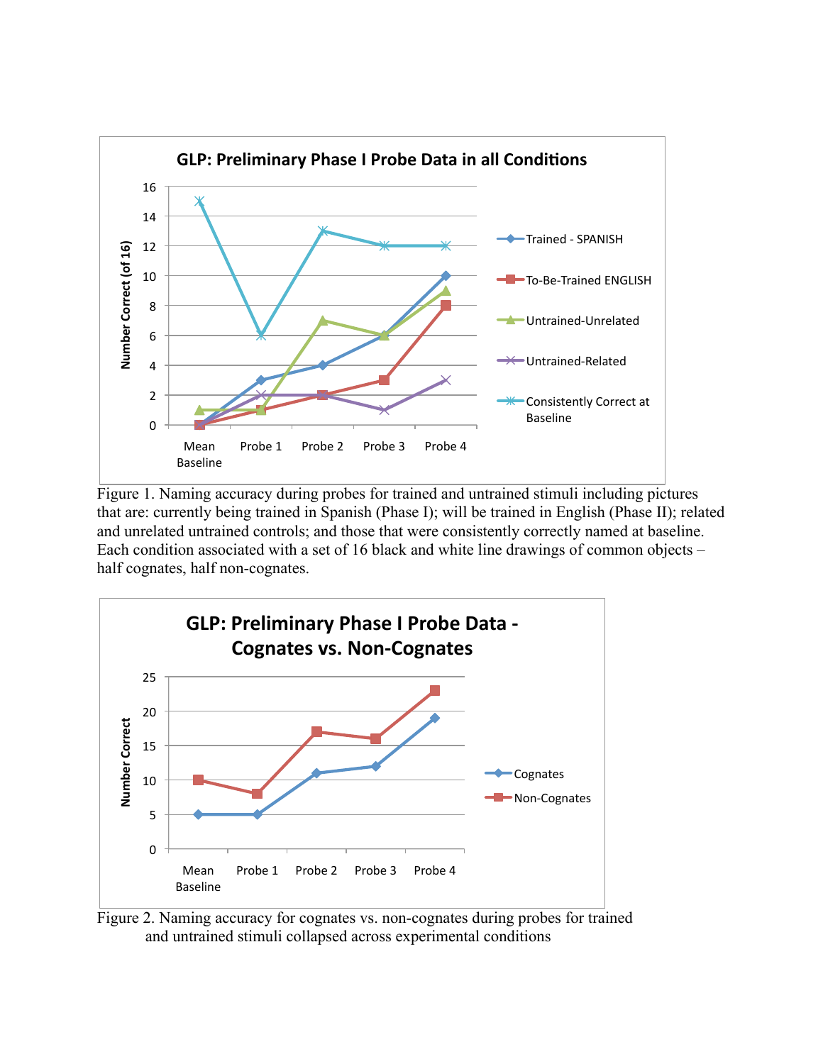Figure 1. Naming accuracy during probes for trained and untrained stimuli including pictures that are: currently being trained in Spanish (Phase I); will be trained in English (Phase II); related and unrelated untrained controls; and those that were consistently correctly named at baseline. Each condition associated with a set of 16 black and white line drawings of common objects – half cognates, half non-cognates.

Figure 2. Naming accuracy for cognates vs. non-cognates during probes for trained and untrained stimuli collapsed across experimental conditions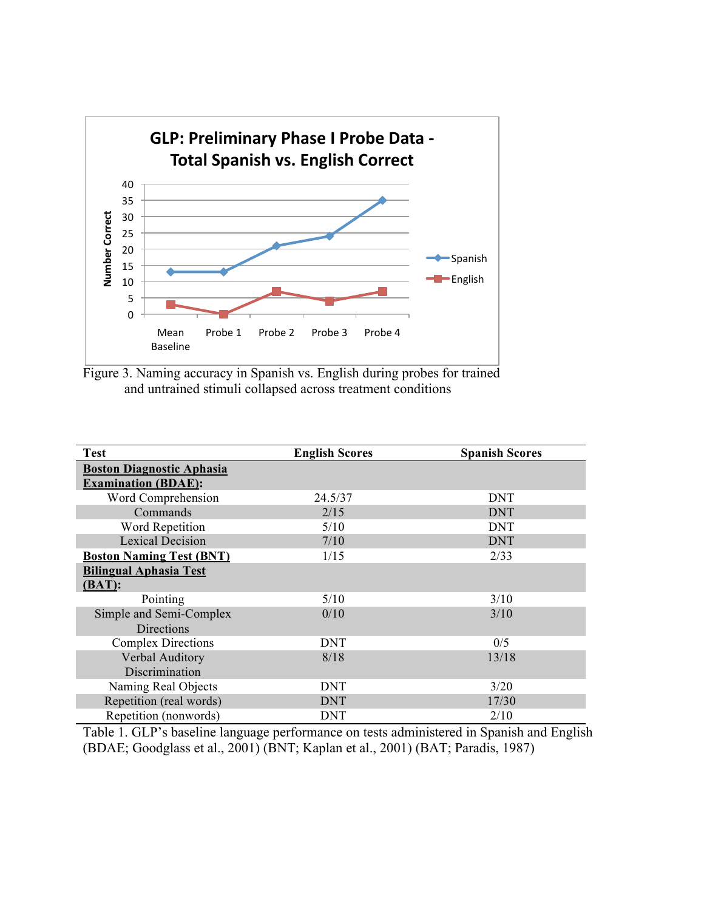GLP: Preliminary Phase I Probe Data - Total Spanish vs. English Correct

Number Correct

40
35
30
25
20
15
10
5
0

Mean Baseline
Probe 1
Probe 2
Probe 3
Probe 4

Spanish
English

Figure 3. Naming accuracy in Spanish vs. English during probes for trained and untrained stimuli collapsed across treatment conditions

| Test | English Scores | Spanish Scores |
|---|---|---|
| **Boston Diagnostic Aphasia Examination (BDAE):** | | |
| Word Comprehension | 24.5/37 | DNT |
| Commands | 2/15 | DNT |
| Word Repetition | 5/10 | DNT |
| Lexical Decision | 7/10 | DNT |
| **Boston Naming Test (BNT)** | 1/15 | 2/33 |
| **Bilingual Aphasia Test (BAT):** | | |
| Pointing | 5/10 | 3/10 |
| Simple and Semi-Complex Directions | 0/10 | 3/10 |
| Complex Directions | DNT | 0/5 |
| Verbal Auditory Discrimination | 8/18 | 13/18 |
| Naming Real Objects | DNT | 3/20 |
| Repetition (real words) | DNT | 17/30 |
| Repetition (nonwords) | DNT | 2/10 |

Table 1. GLP's baseline language performance on tests administered in Spanish and English (BDAE; Goodglass et al., 2001) (BNT; Kaplan et al., 2001) (BAT; Paradis, 1987)